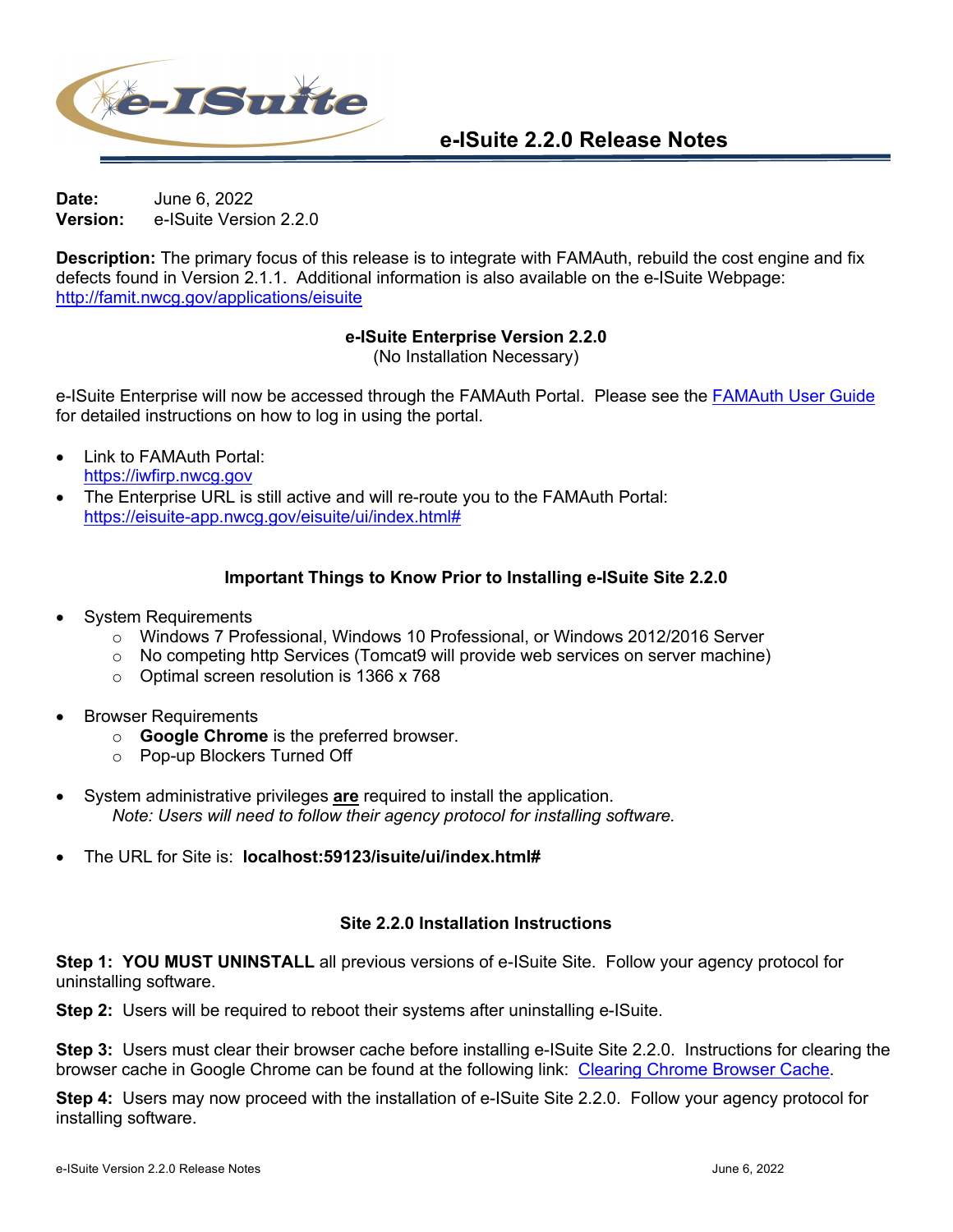# e-ISuite 2.2.0 Release Notes

**Date:** June 6, 2022
**Version:** e-ISuite Version 2.2.0

**Description:** The primary focus of this release is to integrate with FAMAuth, rebuild the cost engine and fix defects found in Version 2.1.1. Additional information is also available on the e-ISuite Webpage: [http://famit.nwcg.gov/applications/eisuite](http://famit.nwcg.gov/applications/eisuite)

## e-ISuite Enterprise Version 2.2.0

(No Installation Necessary)

e-ISuite Enterprise will now be accessed through the FAMAuth Portal. Please see the FAMAuth User Guide for detailed instructions on how to log in using the portal.

- Link to FAMAuth Portal:
  [https://iwfirp.nwcg.gov](https://iwfirp.nwcg.gov)
- The Enterprise URL is still active and will re-route you to the FAMAuth Portal:
  [https://eisuite-app.nwcg.gov/eisuite/ui/index.html#](https://eisuite-app.nwcg.gov/eisuite/ui/index.html#)

## Important Things to Know Prior to Installing e-ISuite Site 2.2.0

- System Requirements
  - Windows 7 Professional, Windows 10 Professional, or Windows 2012/2016 Server
  - No competing http Services (Tomcat9 will provide web services on server machine)
  - Optimal screen resolution is 1366 x 768
- Browser Requirements
  - **Google Chrome** is the preferred browser.
  - Pop-up Blockers Turned Off
- System administrative privileges **are** required to install the application.
  *Note: Users will need to follow their agency protocol for installing software.*
- The URL for Site is: **localhost:59123/isuite/ui/index.html#**

## Site 2.2.0 Installation Instructions

**Step 1: YOU MUST UNINSTALL** all previous versions of e-ISuite Site. Follow your agency protocol for uninstalling software.

**Step 2:** Users will be required to reboot their systems after uninstalling e-ISuite.

**Step 3:** Users must clear their browser cache before installing e-ISuite Site 2.2.0. Instructions for clearing the browser cache in Google Chrome can be found at the following link: Clearing Chrome Browser Cache.

**Step 4:** Users may now proceed with the installation of e-ISuite Site 2.2.0. Follow your agency protocol for installing software.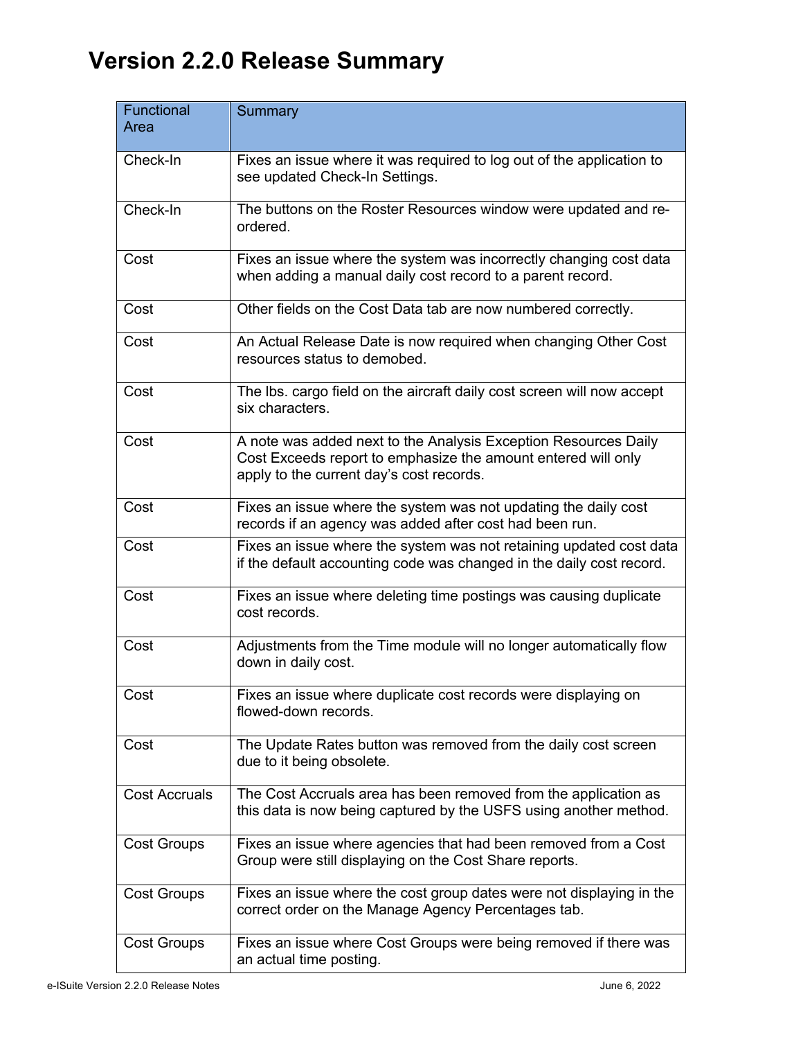# Version 2.2.0 Release Summary

| Functional Area | Summary |
|---|---|
| Check-In | Fixes an issue where it was required to log out of the application to see updated Check-In Settings. |
| Check-In | The buttons on the Roster Resources window were updated and re-ordered. |
| Cost | Fixes an issue where the system was incorrectly changing cost data when adding a manual daily cost record to a parent record. |
| Cost | Other fields on the Cost Data tab are now numbered correctly. |
| Cost | An Actual Release Date is now required when changing Other Cost resources status to demobed. |
| Cost | The lbs. cargo field on the aircraft daily cost screen will now accept six characters. |
| Cost | A note was added next to the Analysis Exception Resources Daily Cost Exceeds report to emphasize the amount entered will only apply to the current day's cost records. |
| Cost | Fixes an issue where the system was not updating the daily cost records if an agency was added after cost had been run. |
| Cost | Fixes an issue where the system was not retaining updated cost data if the default accounting code was changed in the daily cost record. |
| Cost | Fixes an issue where deleting time postings was causing duplicate cost records. |
| Cost | Adjustments from the Time module will no longer automatically flow down in daily cost. |
| Cost | Fixes an issue where duplicate cost records were displaying on flowed-down records. |
| Cost | The Update Rates button was removed from the daily cost screen due to it being obsolete. |
| Cost Accruals | The Cost Accruals area has been removed from the application as this data is now being captured by the USFS using another method. |
| Cost Groups | Fixes an issue where agencies that had been removed from a Cost Group were still displaying on the Cost Share reports. |
| Cost Groups | Fixes an issue where the cost group dates were not displaying in the correct order on the Manage Agency Percentages tab. |
| Cost Groups | Fixes an issue where Cost Groups were being removed if there was an actual time posting. |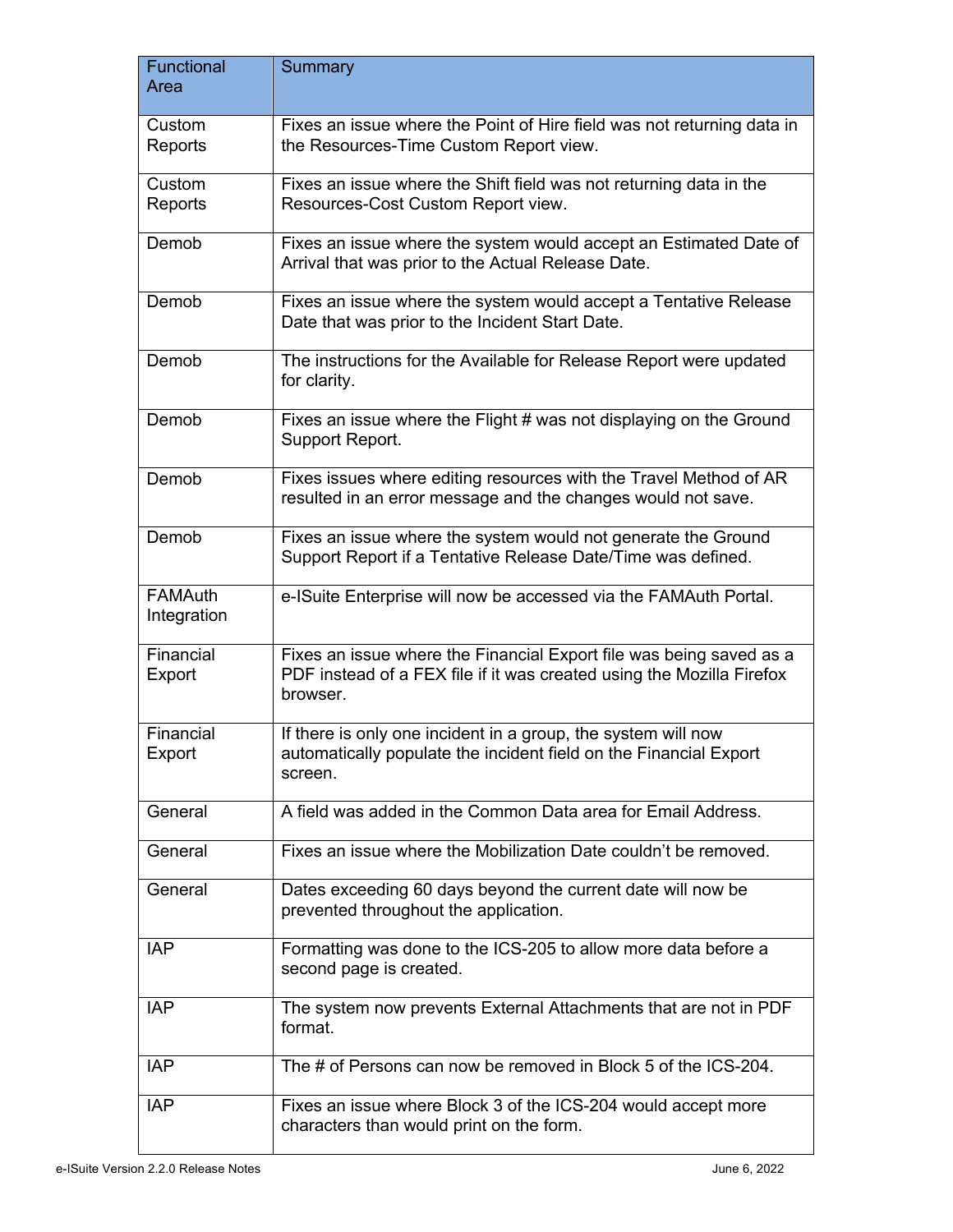| Functional Area | Summary |
|---|---|
| Custom Reports | Fixes an issue where the Point of Hire field was not returning data in the Resources-Time Custom Report view. |
| Custom Reports | Fixes an issue where the Shift field was not returning data in the Resources-Cost Custom Report view. |
| Demob | Fixes an issue where the system would accept an Estimated Date of Arrival that was prior to the Actual Release Date. |
| Demob | Fixes an issue where the system would accept a Tentative Release Date that was prior to the Incident Start Date. |
| Demob | The instructions for the Available for Release Report were updated for clarity. |
| Demob | Fixes an issue where the Flight # was not displaying on the Ground Support Report. |
| Demob | Fixes issues where editing resources with the Travel Method of AR resulted in an error message and the changes would not save. |
| Demob | Fixes an issue where the system would not generate the Ground Support Report if a Tentative Release Date/Time was defined. |
| FAMAuth Integration | e-ISuite Enterprise will now be accessed via the FAMAuth Portal. |
| Financial Export | Fixes an issue where the Financial Export file was being saved as a PDF instead of a FEX file if it was created using the Mozilla Firefox browser. |
| Financial Export | If there is only one incident in a group, the system will now automatically populate the incident field on the Financial Export screen. |
| General | A field was added in the Common Data area for Email Address. |
| General | Fixes an issue where the Mobilization Date couldn't be removed. |
| General | Dates exceeding 60 days beyond the current date will now be prevented throughout the application. |
| IAP | Formatting was done to the ICS-205 to allow more data before a second page is created. |
| IAP | The system now prevents External Attachments that are not in PDF format. |
| IAP | The # of Persons can now be removed in Block 5 of the ICS-204. |
| IAP | Fixes an issue where Block 3 of the ICS-204 would accept more characters than would print on the form. |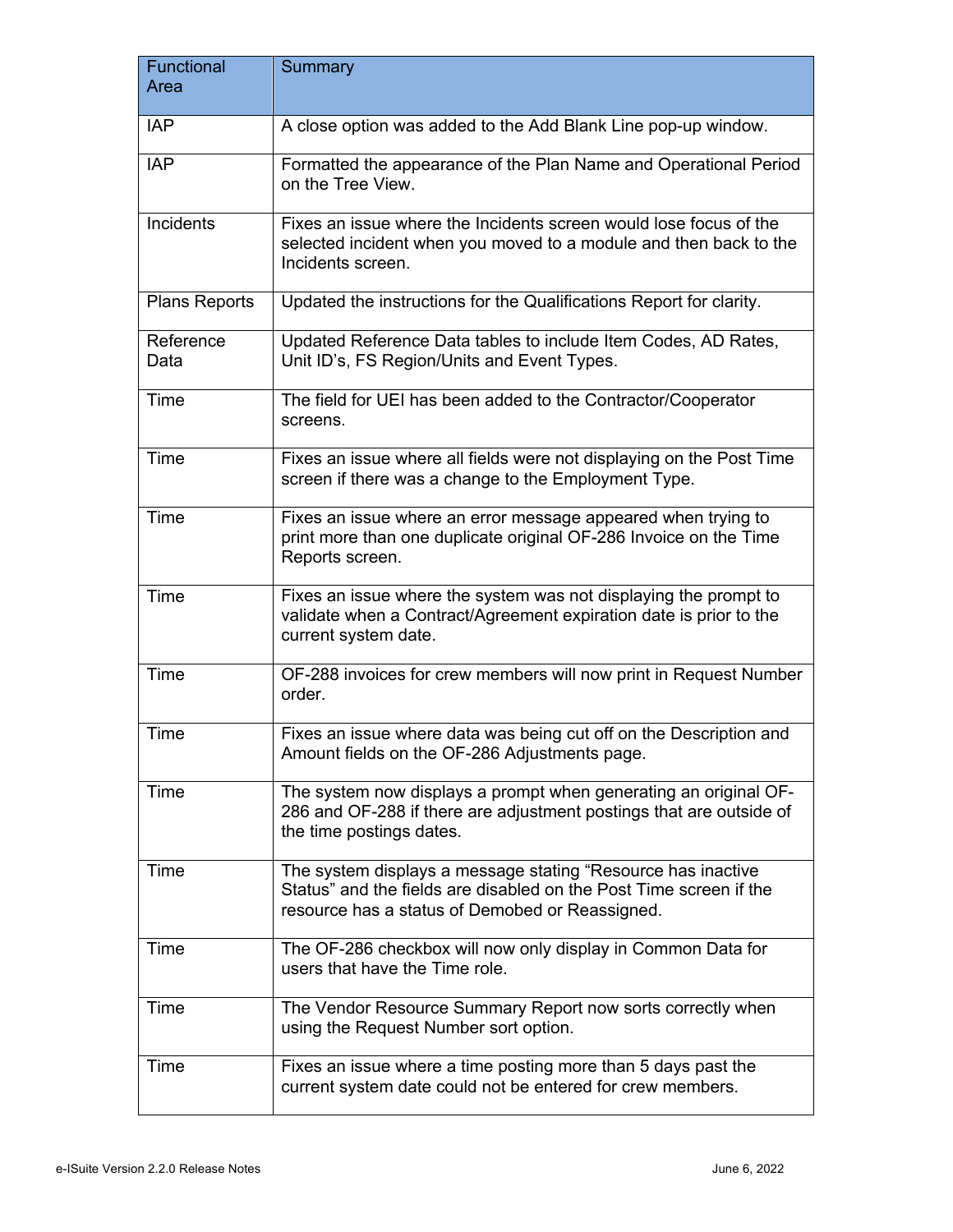| Functional Area | Summary |
| --- | --- |
| IAP | A close option was added to the Add Blank Line pop-up window. |
| IAP | Formatted the appearance of the Plan Name and Operational Period on the Tree View. |
| Incidents | Fixes an issue where the Incidents screen would lose focus of the selected incident when you moved to a module and then back to the Incidents screen. |
| Plans Reports | Updated the instructions for the Qualifications Report for clarity. |
| Reference Data | Updated Reference Data tables to include Item Codes, AD Rates, Unit ID's, FS Region/Units and Event Types. |
| Time | The field for UEI has been added to the Contractor/Cooperator screens. |
| Time | Fixes an issue where all fields were not displaying on the Post Time screen if there was a change to the Employment Type. |
| Time | Fixes an issue where an error message appeared when trying to print more than one duplicate original OF-286 Invoice on the Time Reports screen. |
| Time | Fixes an issue where the system was not displaying the prompt to validate when a Contract/Agreement expiration date is prior to the current system date. |
| Time | OF-288 invoices for crew members will now print in Request Number order. |
| Time | Fixes an issue where data was being cut off on the Description and Amount fields on the OF-286 Adjustments page. |
| Time | The system now displays a prompt when generating an original OF-286 and OF-288 if there are adjustment postings that are outside of the time postings dates. |
| Time | The system displays a message stating "Resource has inactive Status" and the fields are disabled on the Post Time screen if the resource has a status of Demobed or Reassigned. |
| Time | The OF-286 checkbox will now only display in Common Data for users that have the Time role. |
| Time | The Vendor Resource Summary Report now sorts correctly when using the Request Number sort option. |
| Time | Fixes an issue where a time posting more than 5 days past the current system date could not be entered for crew members. |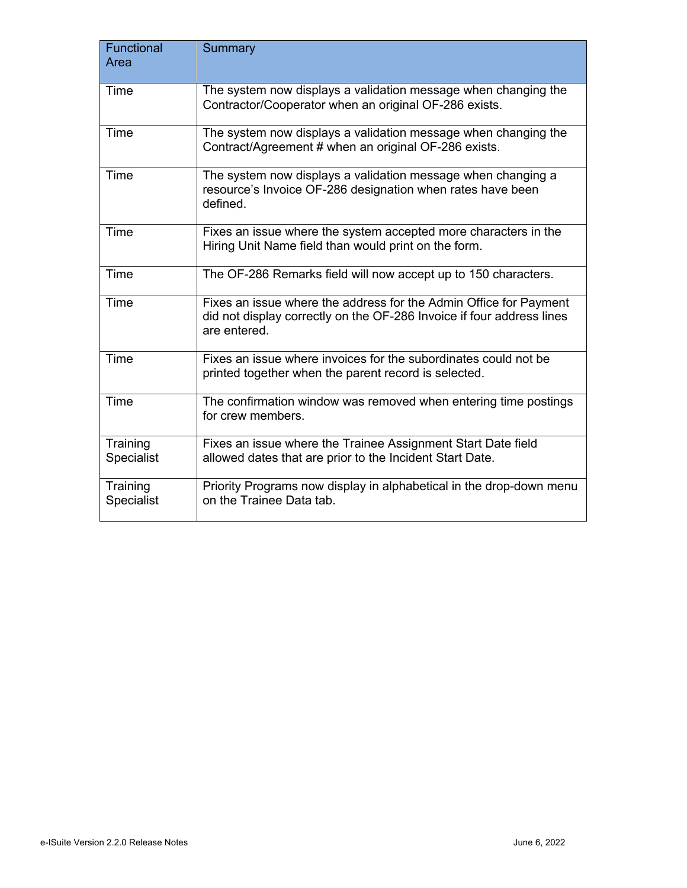| Functional Area | Summary |
|---|---|
| Time | The system now displays a validation message when changing the Contractor/Cooperator when an original OF-286 exists. |
| Time | The system now displays a validation message when changing the Contract/Agreement # when an original OF-286 exists. |
| Time | The system now displays a validation message when changing a resource's Invoice OF-286 designation when rates have been defined. |
| Time | Fixes an issue where the system accepted more characters in the Hiring Unit Name field than would print on the form. |
| Time | The OF-286 Remarks field will now accept up to 150 characters. |
| Time | Fixes an issue where the address for the Admin Office for Payment did not display correctly on the OF-286 Invoice if four address lines are entered. |
| Time | Fixes an issue where invoices for the subordinates could not be printed together when the parent record is selected. |
| Time | The confirmation window was removed when entering time postings for crew members. |
| Training Specialist | Fixes an issue where the Trainee Assignment Start Date field allowed dates that are prior to the Incident Start Date. |
| Training Specialist | Priority Programs now display in alphabetical in the drop-down menu on the Trainee Data tab. |